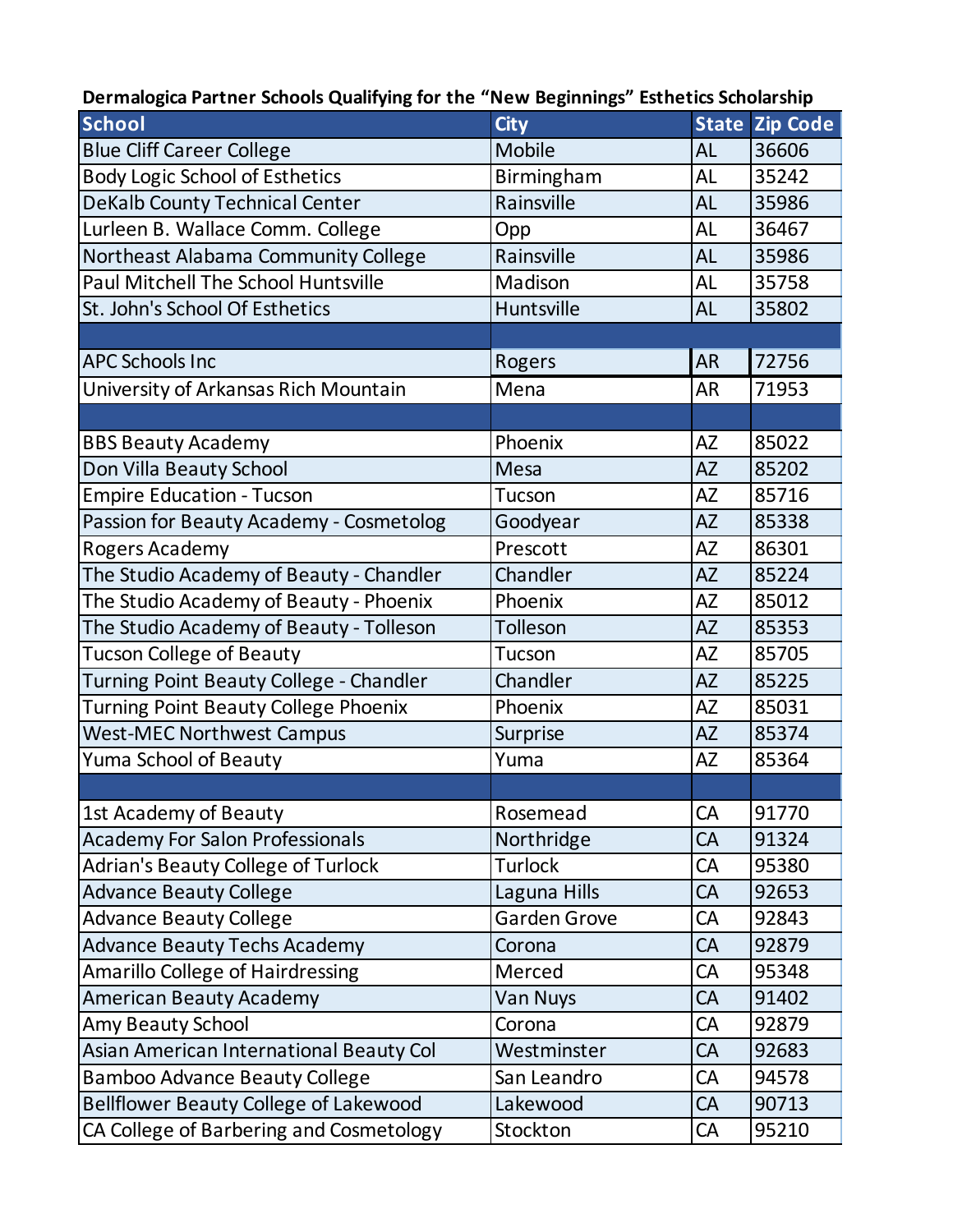**Dermalogica Partner Schools Qualifying for the "New Beginnings" Esthetics Scholarship**

| School | City | State | Zip Code |
|---|---|---|---|
| Blue Cliff Career College | Mobile | AL | 36606 |
| Body Logic School of Esthetics | Birmingham | AL | 35242 |
| DeKalb County Technical Center | Rainsville | AL | 35986 |
| Lurleen B. Wallace Comm. College | Opp | AL | 36467 |
| Northeast Alabama Community College | Rainsville | AL | 35986 |
| Paul Mitchell The School Huntsville | Madison | AL | 35758 |
| St. John's School Of Esthetics | Huntsville | AL | 35802 |
| | | | |
| APC Schools Inc | Rogers | AR | 72756 |
| University of Arkansas Rich Mountain | Mena | AR | 71953 |
| | | | |
| BBS Beauty Academy | Phoenix | AZ | 85022 |
| Don Villa Beauty School | Mesa | AZ | 85202 |
| Empire Education - Tucson | Tucson | AZ | 85716 |
| Passion for Beauty Academy - Cosmetolog | Goodyear | AZ | 85338 |
| Rogers Academy | Prescott | AZ | 86301 |
| The Studio Academy of Beauty - Chandler | Chandler | AZ | 85224 |
| The Studio Academy of Beauty - Phoenix | Phoenix | AZ | 85012 |
| The Studio Academy of Beauty - Tolleson | Tolleson | AZ | 85353 |
| Tucson College of Beauty | Tucson | AZ | 85705 |
| Turning Point Beauty College - Chandler | Chandler | AZ | 85225 |
| Turning Point Beauty College Phoenix | Phoenix | AZ | 85031 |
| West-MEC Northwest Campus | Surprise | AZ | 85374 |
| Yuma School of Beauty | Yuma | AZ | 85364 |
| | | | |
| 1st Academy of Beauty | Rosemead | CA | 91770 |
| Academy For Salon Professionals | Northridge | CA | 91324 |
| Adrian's Beauty College of Turlock | Turlock | CA | 95380 |
| Advance Beauty College | Laguna Hills | CA | 92653 |
| Advance Beauty College | Garden Grove | CA | 92843 |
| Advance Beauty Techs Academy | Corona | CA | 92879 |
| Amarillo College of Hairdressing | Merced | CA | 95348 |
| American Beauty Academy | Van Nuys | CA | 91402 |
| Amy Beauty School | Corona | CA | 92879 |
| Asian American International Beauty Col | Westminster | CA | 92683 |
| Bamboo Advance Beauty College | San Leandro | CA | 94578 |
| Bellflower Beauty College of Lakewood | Lakewood | CA | 90713 |
| CA College of Barbering and Cosmetology | Stockton | CA | 95210 |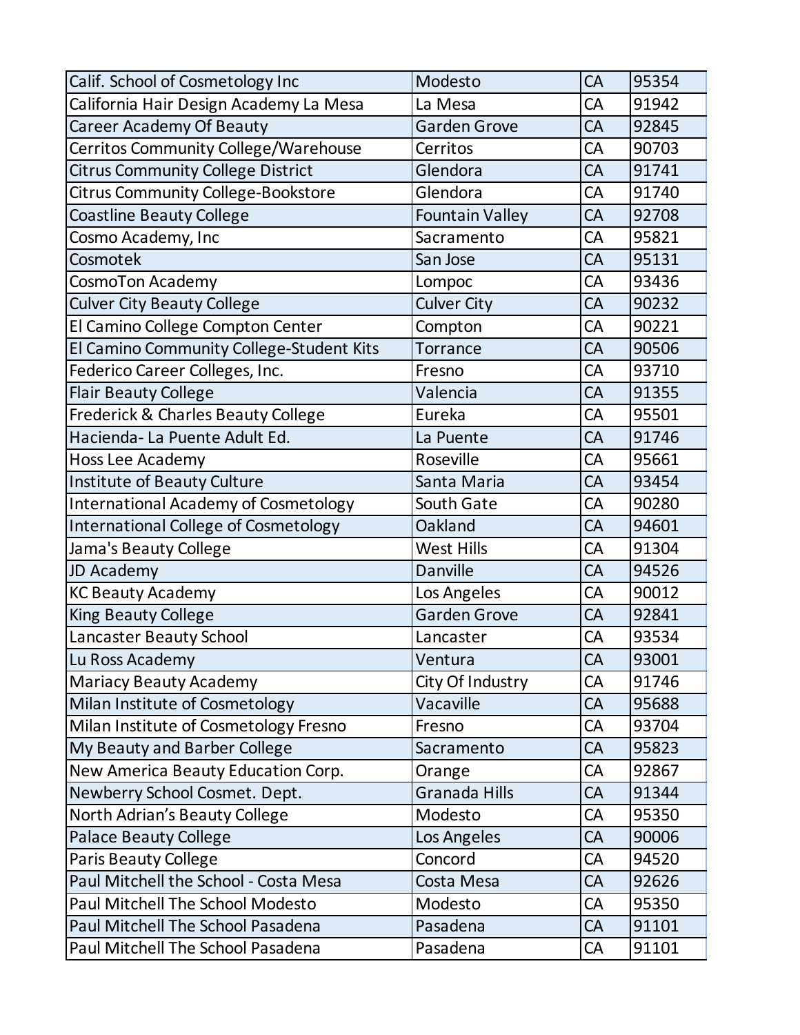| | | | |
|---|---|---|---|
| Calif. School of Cosmetology Inc | Modesto | CA | 95354 |
| California Hair Design Academy La Mesa | La Mesa | CA | 91942 |
| Career Academy Of Beauty | Garden Grove | CA | 92845 |
| Cerritos Community College/Warehouse | Cerritos | CA | 90703 |
| Citrus Community College District | Glendora | CA | 91741 |
| Citrus Community College-Bookstore | Glendora | CA | 91740 |
| Coastline Beauty College | Fountain Valley | CA | 92708 |
| Cosmo Academy, Inc | Sacramento | CA | 95821 |
| Cosmotek | San Jose | CA | 95131 |
| CosmoTon Academy | Lompoc | CA | 93436 |
| Culver City Beauty College | Culver City | CA | 90232 |
| El Camino College Compton Center | Compton | CA | 90221 |
| El Camino Community College-Student Kits | Torrance | CA | 90506 |
| Federico Career Colleges, Inc. | Fresno | CA | 93710 |
| Flair Beauty College | Valencia | CA | 91355 |
| Frederick & Charles Beauty College | Eureka | CA | 95501 |
| Hacienda- La Puente Adult Ed. | La Puente | CA | 91746 |
| Hoss Lee Academy | Roseville | CA | 95661 |
| Institute of Beauty Culture | Santa Maria | CA | 93454 |
| International Academy of Cosmetology | South Gate | CA | 90280 |
| International College of Cosmetology | Oakland | CA | 94601 |
| Jama's Beauty College | West Hills | CA | 91304 |
| JD Academy | Danville | CA | 94526 |
| KC Beauty Academy | Los Angeles | CA | 90012 |
| King Beauty College | Garden Grove | CA | 92841 |
| Lancaster Beauty School | Lancaster | CA | 93534 |
| Lu Ross Academy | Ventura | CA | 93001 |
| Mariacy Beauty Academy | City Of Industry | CA | 91746 |
| Milan Institute of Cosmetology | Vacaville | CA | 95688 |
| Milan Institute of Cosmetology Fresno | Fresno | CA | 93704 |
| My Beauty and Barber College | Sacramento | CA | 95823 |
| New America Beauty Education Corp. | Orange | CA | 92867 |
| Newberry School Cosmet. Dept. | Granada Hills | CA | 91344 |
| North Adrian’s Beauty College | Modesto | CA | 95350 |
| Palace Beauty College | Los Angeles | CA | 90006 |
| Paris Beauty College | Concord | CA | 94520 |
| Paul Mitchell the School - Costa Mesa | Costa Mesa | CA | 92626 |
| Paul Mitchell The School Modesto | Modesto | CA | 95350 |
| Paul Mitchell The School Pasadena | Pasadena | CA | 91101 |
| Paul Mitchell The School Pasadena | Pasadena | CA | 91101 |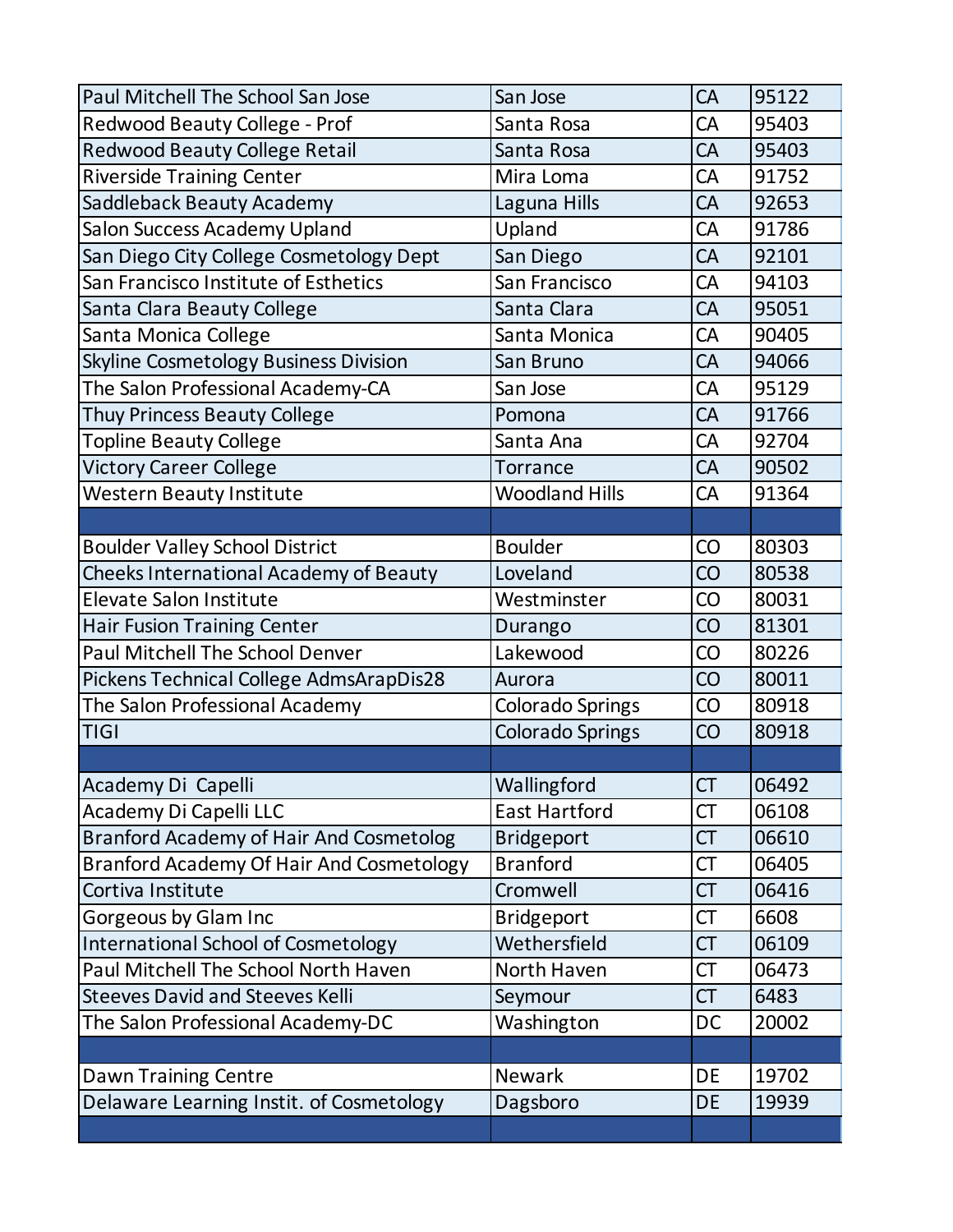| | | | |
|---|---|---|---|
| Paul Mitchell The School San Jose | San Jose | CA | 95122 |
| Redwood Beauty College - Prof | Santa Rosa | CA | 95403 |
| Redwood Beauty College Retail | Santa Rosa | CA | 95403 |
| Riverside Training Center | Mira Loma | CA | 91752 |
| Saddleback Beauty Academy | Laguna Hills | CA | 92653 |
| Salon Success Academy Upland | Upland | CA | 91786 |
| San Diego City College Cosmetology Dept | San Diego | CA | 92101 |
| San Francisco Institute of Esthetics | San Francisco | CA | 94103 |
| Santa Clara Beauty College | Santa Clara | CA | 95051 |
| Santa Monica College | Santa Monica | CA | 90405 |
| Skyline Cosmetology Business Division | San Bruno | CA | 94066 |
| The Salon Professional Academy-CA | San Jose | CA | 95129 |
| Thuy Princess Beauty College | Pomona | CA | 91766 |
| Topline Beauty College | Santa Ana | CA | 92704 |
| Victory Career College | Torrance | CA | 90502 |
| Western Beauty Institute | Woodland Hills | CA | 91364 |
| | | | |
| Boulder Valley School District | Boulder | CO | 80303 |
| Cheeks International Academy of Beauty | Loveland | CO | 80538 |
| Elevate Salon Institute | Westminster | CO | 80031 |
| Hair Fusion Training Center | Durango | CO | 81301 |
| Paul Mitchell The School Denver | Lakewood | CO | 80226 |
| Pickens Technical College AdmsArapDis28 | Aurora | CO | 80011 |
| The Salon Professional Academy | Colorado Springs | CO | 80918 |
| TIGI | Colorado Springs | CO | 80918 |
| | | | |
| Academy Di Capelli | Wallingford | CT | 06492 |
| Academy Di Capelli LLC | East Hartford | CT | 06108 |
| Branford Academy of Hair And Cosmetolog | Bridgeport | CT | 06610 |
| Branford Academy Of Hair And Cosmetology | Branford | CT | 06405 |
| Cortiva Institute | Cromwell | CT | 06416 |
| Gorgeous by Glam Inc | Bridgeport | CT | 6608 |
| International School of Cosmetology | Wethersfield | CT | 06109 |
| Paul Mitchell The School North Haven | North Haven | CT | 06473 |
| Steeves David and Steeves Kelli | Seymour | CT | 6483 |
| The Salon Professional Academy-DC | Washington | DC | 20002 |
| | | | |
| Dawn Training Centre | Newark | DE | 19702 |
| Delaware Learning Instit. of Cosmetology | Dagsboro | DE | 19939 |
| | | | |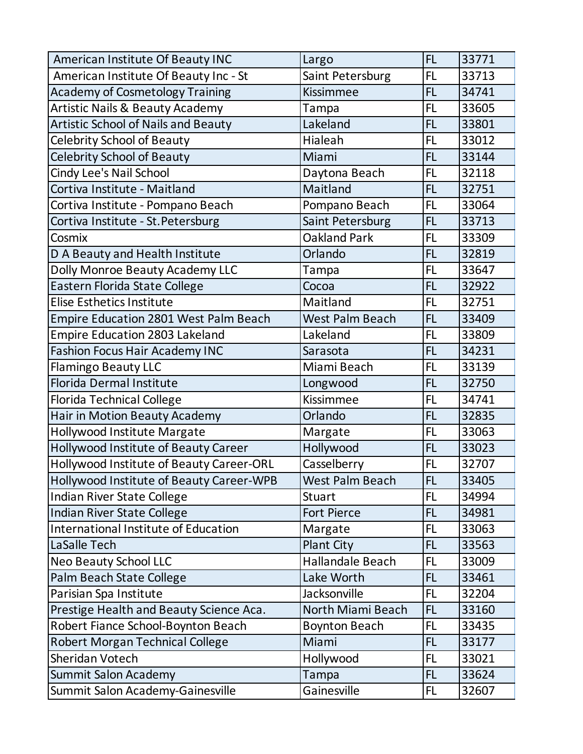| | | | |
|---|---|---|---|
| American Institute Of Beauty INC | Largo | FL | 33771 |
| American Institute Of Beauty Inc - St | Saint Petersburg | FL | 33713 |
| Academy of Cosmetology Training | Kissimmee | FL | 34741 |
| Artistic Nails & Beauty Academy | Tampa | FL | 33605 |
| Artistic School of Nails and Beauty | Lakeland | FL | 33801 |
| Celebrity School of Beauty | Hialeah | FL | 33012 |
| Celebrity School of Beauty | Miami | FL | 33144 |
| Cindy Lee's Nail School | Daytona Beach | FL | 32118 |
| Cortiva Institute - Maitland | Maitland | FL | 32751 |
| Cortiva Institute - Pompano Beach | Pompano Beach | FL | 33064 |
| Cortiva Institute - St.Petersburg | Saint Petersburg | FL | 33713 |
| Cosmix | Oakland Park | FL | 33309 |
| D A Beauty and Health Institute | Orlando | FL | 32819 |
| Dolly Monroe Beauty Academy LLC | Tampa | FL | 33647 |
| Eastern Florida State College | Cocoa | FL | 32922 |
| Elise Esthetics Institute | Maitland | FL | 32751 |
| Empire Education 2801 West Palm Beach | West Palm Beach | FL | 33409 |
| Empire Education 2803 Lakeland | Lakeland | FL | 33809 |
| Fashion Focus Hair Academy INC | Sarasota | FL | 34231 |
| Flamingo Beauty LLC | Miami Beach | FL | 33139 |
| Florida Dermal Institute | Longwood | FL | 32750 |
| Florida Technical College | Kissimmee | FL | 34741 |
| Hair in Motion Beauty Academy | Orlando | FL | 32835 |
| Hollywood Institute Margate | Margate | FL | 33063 |
| Hollywood Institute of Beauty Career | Hollywood | FL | 33023 |
| Hollywood Institute of Beauty Career-ORL | Casselberry | FL | 32707 |
| Hollywood Institute of Beauty Career-WPB | West Palm Beach | FL | 33405 |
| Indian River State College | Stuart | FL | 34994 |
| Indian River State College | Fort Pierce | FL | 34981 |
| International Institute of Education | Margate | FL | 33063 |
| LaSalle Tech | Plant City | FL | 33563 |
| Neo Beauty School LLC | Hallandale Beach | FL | 33009 |
| Palm Beach State College | Lake Worth | FL | 33461 |
| Parisian Spa Institute | Jacksonville | FL | 32204 |
| Prestige Health and Beauty Science Aca. | North Miami Beach | FL | 33160 |
| Robert Fiance School-Boynton Beach | Boynton Beach | FL | 33435 |
| Robert Morgan Technical College | Miami | FL | 33177 |
| Sheridan Votech | Hollywood | FL | 33021 |
| Summit Salon Academy | Tampa | FL | 33624 |
| Summit Salon Academy-Gainesville | Gainesville | FL | 32607 |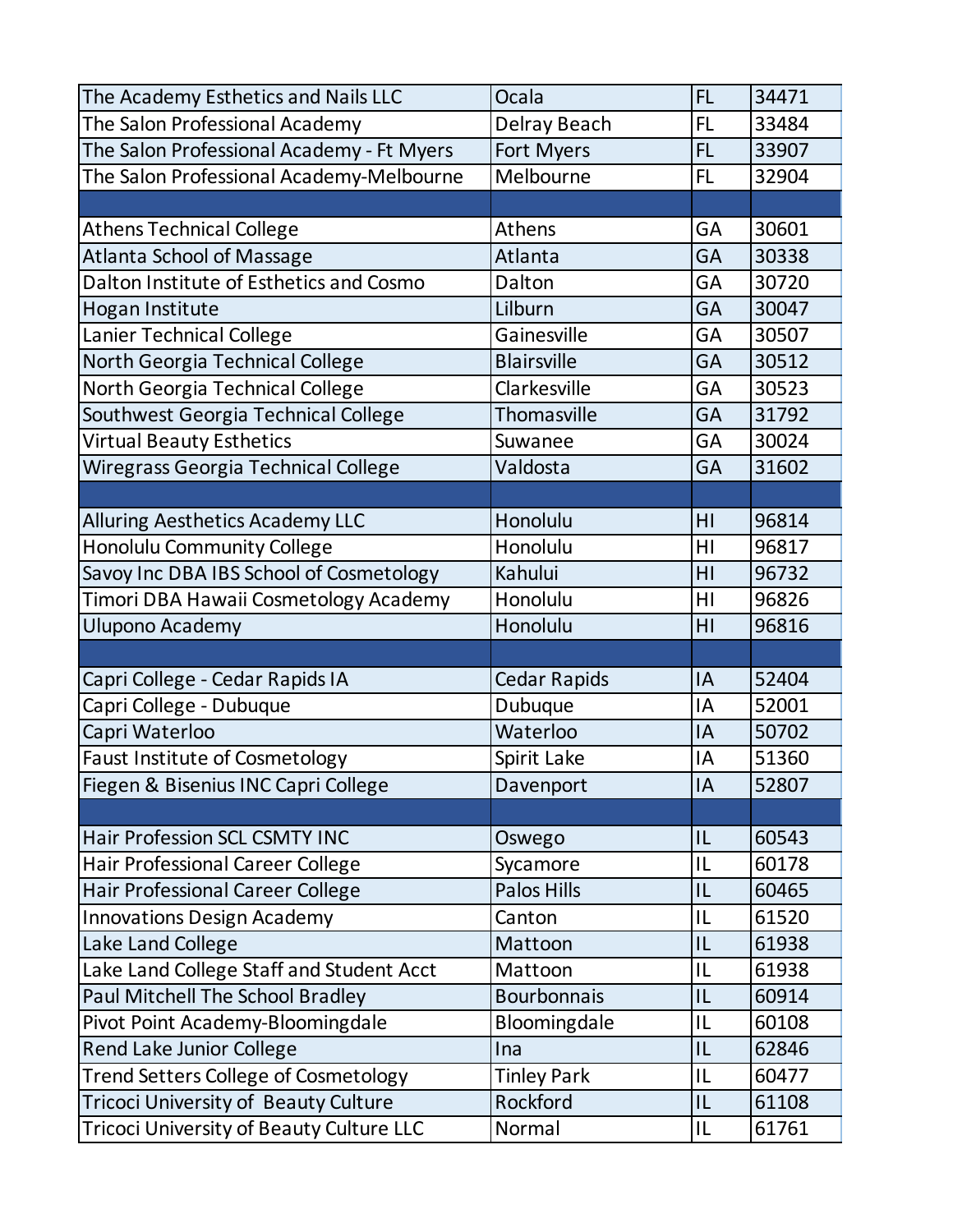| | | | |
|---|---|---|---|
| The Academy Esthetics and Nails LLC | Ocala | FL | 34471 |
| The Salon Professional Academy | Delray Beach | FL | 33484 |
| The Salon Professional Academy - Ft Myers | Fort Myers | FL | 33907 |
| The Salon Professional Academy-Melbourne | Melbourne | FL | 32904 |
| | | | |
| Athens Technical College | Athens | GA | 30601 |
| Atlanta School of Massage | Atlanta | GA | 30338 |
| Dalton Institute of Esthetics and Cosmo | Dalton | GA | 30720 |
| Hogan Institute | Lilburn | GA | 30047 |
| Lanier Technical College | Gainesville | GA | 30507 |
| North Georgia Technical College | Blairsville | GA | 30512 |
| North Georgia Technical College | Clarkesville | GA | 30523 |
| Southwest Georgia Technical College | Thomasville | GA | 31792 |
| Virtual Beauty Esthetics | Suwanee | GA | 30024 |
| Wiregrass Georgia Technical College | Valdosta | GA | 31602 |
| | | | |
| Alluring Aesthetics Academy LLC | Honolulu | HI | 96814 |
| Honolulu Community College | Honolulu | HI | 96817 |
| Savoy Inc DBA IBS School of Cosmetology | Kahului | HI | 96732 |
| Timori DBA Hawaii Cosmetology Academy | Honolulu | HI | 96826 |
| Ulupono Academy | Honolulu | HI | 96816 |
| | | | |
| Capri College - Cedar Rapids IA | Cedar Rapids | IA | 52404 |
| Capri College - Dubuque | Dubuque | IA | 52001 |
| Capri Waterloo | Waterloo | IA | 50702 |
| Faust Institute of Cosmetology | Spirit Lake | IA | 51360 |
| Fiegen & Bisenius INC Capri College | Davenport | IA | 52807 |
| | | | |
| Hair Profession SCL CSMTY INC | Oswego | IL | 60543 |
| Hair Professional Career College | Sycamore | IL | 60178 |
| Hair Professional Career College | Palos Hills | IL | 60465 |
| Innovations Design Academy | Canton | IL | 61520 |
| Lake Land College | Mattoon | IL | 61938 |
| Lake Land College Staff and Student Acct | Mattoon | IL | 61938 |
| Paul Mitchell The School Bradley | Bourbonnais | IL | 60914 |
| Pivot Point Academy-Bloomingdale | Bloomingdale | IL | 60108 |
| Rend Lake Junior College | Ina | IL | 62846 |
| Trend Setters College of Cosmetology | Tinley Park | IL | 60477 |
| Tricoci University of  Beauty Culture | Rockford | IL | 61108 |
| Tricoci University of Beauty Culture LLC | Normal | IL | 61761 |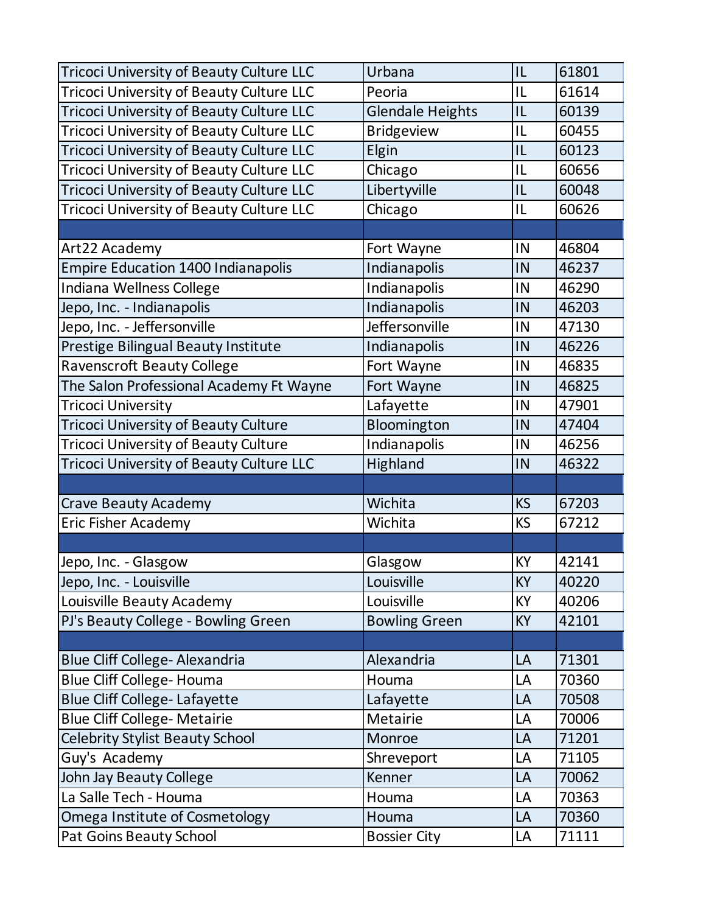| | | | |
|---|---|---|---|
| Tricoci University of Beauty Culture LLC | Urbana | IL | 61801 |
| Tricoci University of Beauty Culture LLC | Peoria | IL | 61614 |
| Tricoci University of Beauty Culture LLC | Glendale Heights | IL | 60139 |
| Tricoci University of Beauty Culture LLC | Bridgeview | IL | 60455 |
| Tricoci University of Beauty Culture LLC | Elgin | IL | 60123 |
| Tricoci University of Beauty Culture LLC | Chicago | IL | 60656 |
| Tricoci University of Beauty Culture LLC | Libertyville | IL | 60048 |
| Tricoci University of Beauty Culture LLC | Chicago | IL | 60626 |
| | | | |
| Art22 Academy | Fort Wayne | IN | 46804 |
| Empire Education 1400 Indianapolis | Indianapolis | IN | 46237 |
| Indiana Wellness College | Indianapolis | IN | 46290 |
| Jepo, Inc. - Indianapolis | Indianapolis | IN | 46203 |
| Jepo, Inc. - Jeffersonville | Jeffersonville | IN | 47130 |
| Prestige Bilingual Beauty Institute | Indianapolis | IN | 46226 |
| Ravenscroft Beauty College | Fort Wayne | IN | 46835 |
| The Salon Professional Academy Ft Wayne | Fort Wayne | IN | 46825 |
| Tricoci University | Lafayette | IN | 47901 |
| Tricoci University of Beauty Culture | Bloomington | IN | 47404 |
| Tricoci University of Beauty Culture | Indianapolis | IN | 46256 |
| Tricoci University of Beauty Culture LLC | Highland | IN | 46322 |
| | | | |
| Crave Beauty Academy | Wichita | KS | 67203 |
| Eric Fisher Academy | Wichita | KS | 67212 |
| | | | |
| Jepo, Inc. - Glasgow | Glasgow | KY | 42141 |
| Jepo, Inc. - Louisville | Louisville | KY | 40220 |
| Louisville Beauty Academy | Louisville | KY | 40206 |
| PJ's Beauty College - Bowling Green | Bowling Green | KY | 42101 |
| | | | |
| Blue Cliff College- Alexandria | Alexandria | LA | 71301 |
| Blue Cliff College- Houma | Houma | LA | 70360 |
| Blue Cliff College- Lafayette | Lafayette | LA | 70508 |
| Blue Cliff College- Metairie | Metairie | LA | 70006 |
| Celebrity Stylist Beauty School | Monroe | LA | 71201 |
| Guy's Academy | Shreveport | LA | 71105 |
| John Jay Beauty College | Kenner | LA | 70062 |
| La Salle Tech - Houma | Houma | LA | 70363 |
| Omega Institute of Cosmetology | Houma | LA | 70360 |
| Pat Goins Beauty School | Bossier City | LA | 71111 |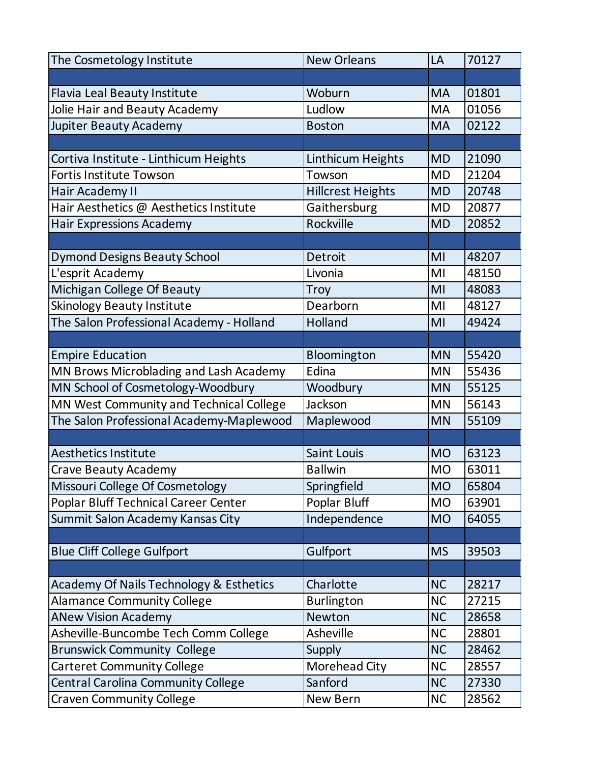| | | | |
|---|---|---|---|
| The Cosmetology Institute | New Orleans | LA | 70127 |
| | | | |
| Flavia Leal Beauty Institute | Woburn | MA | 01801 |
| Jolie Hair and Beauty Academy | Ludlow | MA | 01056 |
| Jupiter Beauty Academy | Boston | MA | 02122 |
| | | | |
| Cortiva Institute - Linthicum Heights | Linthicum Heights | MD | 21090 |
| Fortis Institute Towson | Towson | MD | 21204 |
| Hair Academy II | Hillcrest Heights | MD | 20748 |
| Hair Aesthetics @ Aesthetics Institute | Gaithersburg | MD | 20877 |
| Hair Expressions Academy | Rockville | MD | 20852 |
| | | | |
| Dymond Designs Beauty School | Detroit | MI | 48207 |
| L'esprit Academy | Livonia | MI | 48150 |
| Michigan College Of Beauty | Troy | MI | 48083 |
| Skinology Beauty Institute | Dearborn | MI | 48127 |
| The Salon Professional Academy - Holland | Holland | MI | 49424 |
| | | | |
| Empire Education | Bloomington | MN | 55420 |
| MN Brows Microblading and Lash Academy | Edina | MN | 55436 |
| MN School of Cosmetology-Woodbury | Woodbury | MN | 55125 |
| MN West Community and Technical College | Jackson | MN | 56143 |
| The Salon Professional Academy-Maplewood | Maplewood | MN | 55109 |
| | | | |
| Aesthetics Institute | Saint Louis | MO | 63123 |
| Crave Beauty Academy | Ballwin | MO | 63011 |
| Missouri College Of Cosmetology | Springfield | MO | 65804 |
| Poplar Bluff Technical Career Center | Poplar Bluff | MO | 63901 |
| Summit Salon Academy Kansas City | Independence | MO | 64055 |
| | | | |
| Blue Cliff College Gulfport | Gulfport | MS | 39503 |
| | | | |
| Academy Of Nails Technology & Esthetics | Charlotte | NC | 28217 |
| Alamance Community College | Burlington | NC | 27215 |
| ANew Vision Academy | Newton | NC | 28658 |
| Asheville-Buncombe Tech Comm College | Asheville | NC | 28801 |
| Brunswick Community College | Supply | NC | 28462 |
| Carteret Community College | Morehead City | NC | 28557 |
| Central Carolina Community College | Sanford | NC | 27330 |
| Craven Community College | New Bern | NC | 28562 |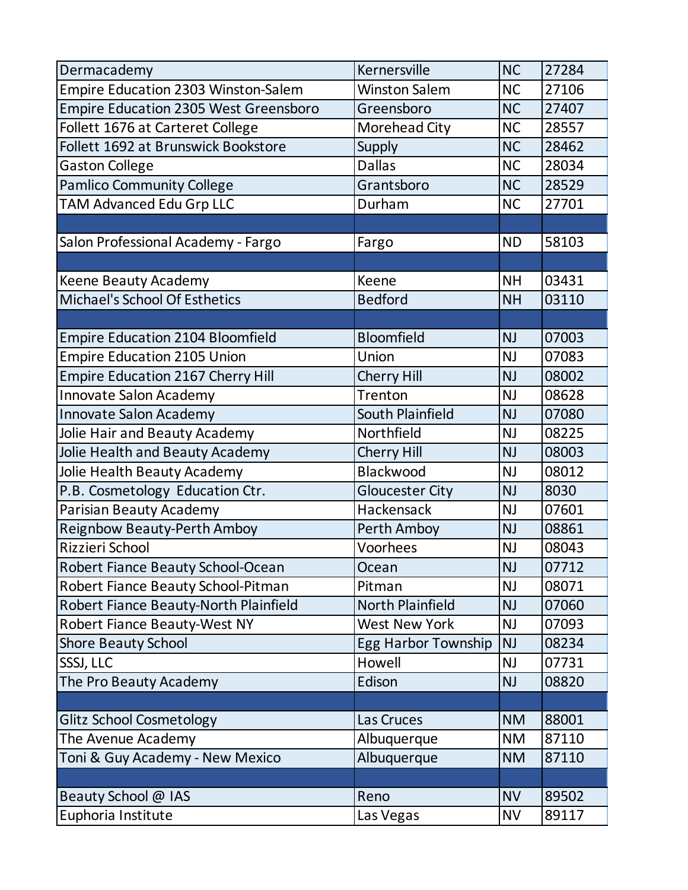| | | | |
|---|---|---|---|
| Dermacademy | Kernersville | NC | 27284 |
| Empire Education 2303 Winston-Salem | Winston Salem | NC | 27106 |
| Empire Education 2305 West Greensboro | Greensboro | NC | 27407 |
| Follett 1676 at Carteret College | Morehead City | NC | 28557 |
| Follett 1692 at Brunswick Bookstore | Supply | NC | 28462 |
| Gaston College | Dallas | NC | 28034 |
| Pamlico Community College | Grantsboro | NC | 28529 |
| TAM Advanced Edu Grp LLC | Durham | NC | 27701 |
| | | | |
| Salon Professional Academy - Fargo | Fargo | ND | 58103 |
| | | | |
| Keene Beauty Academy | Keene | NH | 03431 |
| Michael's School Of Esthetics | Bedford | NH | 03110 |
| | | | |
| Empire Education 2104 Bloomfield | Bloomfield | NJ | 07003 |
| Empire Education 2105 Union | Union | NJ | 07083 |
| Empire Education 2167 Cherry Hill | Cherry Hill | NJ | 08002 |
| Innovate Salon Academy | Trenton | NJ | 08628 |
| Innovate Salon Academy | South Plainfield | NJ | 07080 |
| Jolie Hair and Beauty Academy | Northfield | NJ | 08225 |
| Jolie Health and Beauty Academy | Cherry Hill | NJ | 08003 |
| Jolie Health Beauty Academy | Blackwood | NJ | 08012 |
| P.B. Cosmetology Education Ctr. | Gloucester City | NJ | 8030 |
| Parisian Beauty Academy | Hackensack | NJ | 07601 |
| Reignbow Beauty-Perth Amboy | Perth Amboy | NJ | 08861 |
| Rizzieri School | Voorhees | NJ | 08043 |
| Robert Fiance Beauty School-Ocean | Ocean | NJ | 07712 |
| Robert Fiance Beauty School-Pitman | Pitman | NJ | 08071 |
| Robert Fiance Beauty-North Plainfield | North Plainfield | NJ | 07060 |
| Robert Fiance Beauty-West NY | West New York | NJ | 07093 |
| Shore Beauty School | Egg Harbor Township | NJ | 08234 |
| SSSJ, LLC | Howell | NJ | 07731 |
| The Pro Beauty Academy | Edison | NJ | 08820 |
| | | | |
| Glitz School Cosmetology | Las Cruces | NM | 88001 |
| The Avenue Academy | Albuquerque | NM | 87110 |
| Toni & Guy Academy - New Mexico | Albuquerque | NM | 87110 |
| | | | |
| Beauty School @ IAS | Reno | NV | 89502 |
| Euphoria Institute | Las Vegas | NV | 89117 |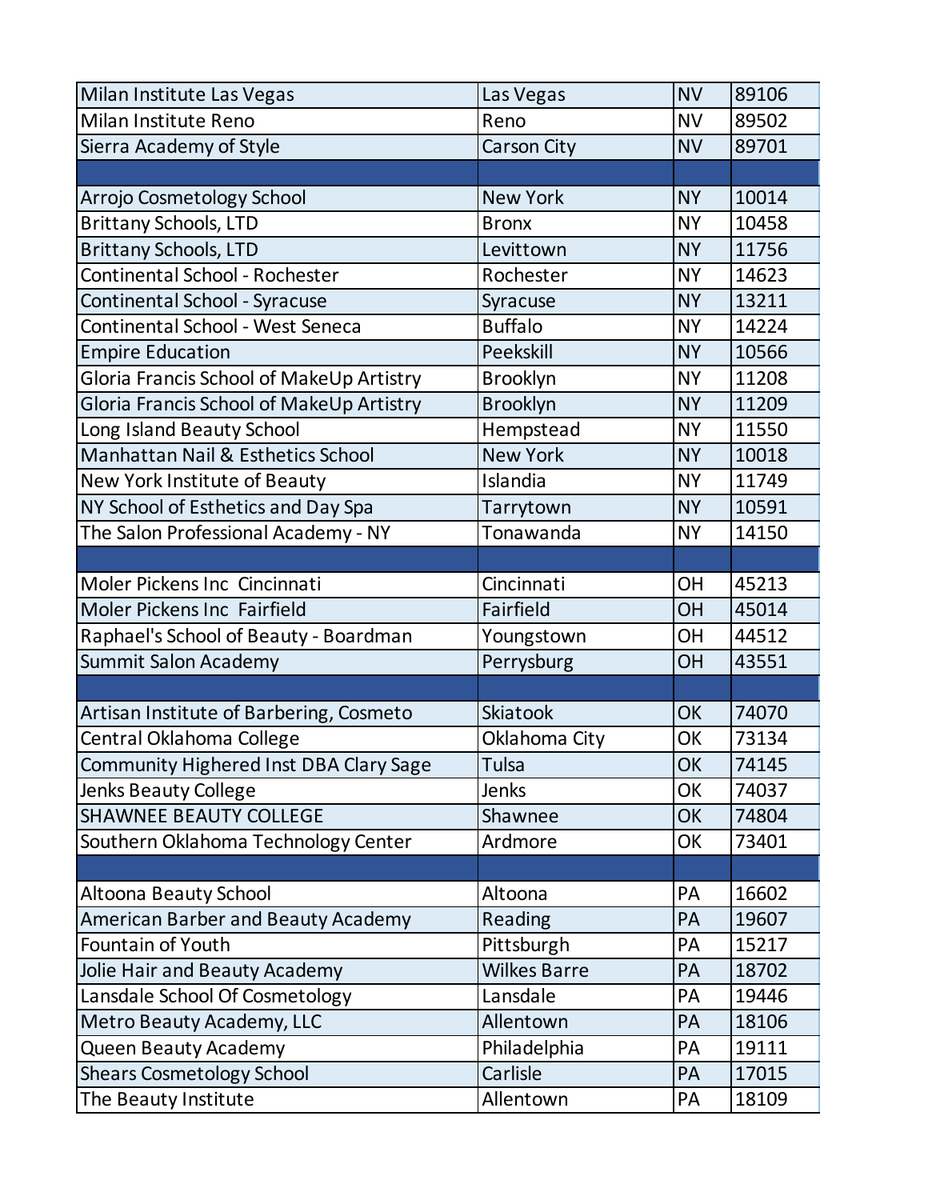| | | | |
|---|---|---|---|
| Milan Institute Las Vegas | Las Vegas | NV | 89106 |
| Milan Institute Reno | Reno | NV | 89502 |
| Sierra Academy of Style | Carson City | NV | 89701 |
| | | | |
| Arrojo Cosmetology School | New York | NY | 10014 |
| Brittany Schools, LTD | Bronx | NY | 10458 |
| Brittany Schools, LTD | Levittown | NY | 11756 |
| Continental School - Rochester | Rochester | NY | 14623 |
| Continental School - Syracuse | Syracuse | NY | 13211 |
| Continental School - West Seneca | Buffalo | NY | 14224 |
| Empire Education | Peekskill | NY | 10566 |
| Gloria Francis School of MakeUp Artistry | Brooklyn | NY | 11208 |
| Gloria Francis School of MakeUp Artistry | Brooklyn | NY | 11209 |
| Long Island Beauty School | Hempstead | NY | 11550 |
| Manhattan Nail & Esthetics School | New York | NY | 10018 |
| New York Institute of Beauty | Islandia | NY | 11749 |
| NY School of Esthetics and Day Spa | Tarrytown | NY | 10591 |
| The Salon Professional Academy - NY | Tonawanda | NY | 14150 |
| | | | |
| Moler Pickens Inc Cincinnati | Cincinnati | OH | 45213 |
| Moler Pickens Inc Fairfield | Fairfield | OH | 45014 |
| Raphael's School of Beauty - Boardman | Youngstown | OH | 44512 |
| Summit Salon Academy | Perrysburg | OH | 43551 |
| | | | |
| Artisan Institute of Barbering, Cosmeto | Skiatook | OK | 74070 |
| Central Oklahoma College | Oklahoma City | OK | 73134 |
| Community Highered Inst DBA Clary Sage | Tulsa | OK | 74145 |
| Jenks Beauty College | Jenks | OK | 74037 |
| SHAWNEE BEAUTY COLLEGE | Shawnee | OK | 74804 |
| Southern Oklahoma Technology Center | Ardmore | OK | 73401 |
| | | | |
| Altoona Beauty School | Altoona | PA | 16602 |
| American Barber and Beauty Academy | Reading | PA | 19607 |
| Fountain of Youth | Pittsburgh | PA | 15217 |
| Jolie Hair and Beauty Academy | Wilkes Barre | PA | 18702 |
| Lansdale School Of Cosmetology | Lansdale | PA | 19446 |
| Metro Beauty Academy, LLC | Allentown | PA | 18106 |
| Queen Beauty Academy | Philadelphia | PA | 19111 |
| Shears Cosmetology School | Carlisle | PA | 17015 |
| The Beauty Institute | Allentown | PA | 18109 |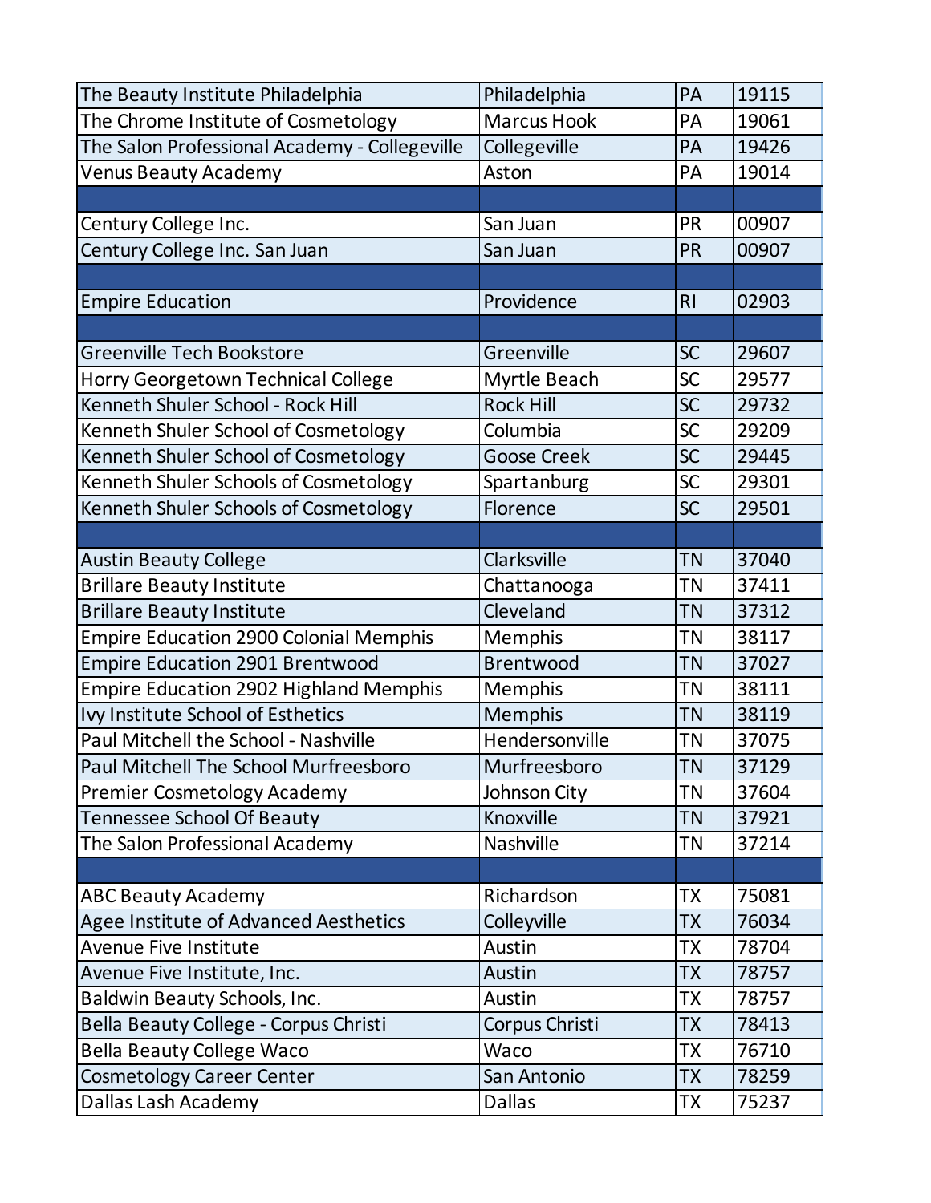| | | | |
|---|---|---|---|
| The Beauty Institute Philadelphia | Philadelphia | PA | 19115 |
| The Chrome Institute of Cosmetology | Marcus Hook | PA | 19061 |
| The Salon Professional Academy - Collegeville | Collegeville | PA | 19426 |
| Venus Beauty Academy | Aston | PA | 19014 |
| | | | |
| Century College Inc. | San Juan | PR | 00907 |
| Century College Inc. San Juan | San Juan | PR | 00907 |
| | | | |
| Empire Education | Providence | RI | 02903 |
| | | | |
| Greenville Tech Bookstore | Greenville | SC | 29607 |
| Horry Georgetown Technical College | Myrtle Beach | SC | 29577 |
| Kenneth Shuler School - Rock Hill | Rock Hill | SC | 29732 |
| Kenneth Shuler School of Cosmetology | Columbia | SC | 29209 |
| Kenneth Shuler School of Cosmetology | Goose Creek | SC | 29445 |
| Kenneth Shuler Schools of Cosmetology | Spartanburg | SC | 29301 |
| Kenneth Shuler Schools of Cosmetology | Florence | SC | 29501 |
| | | | |
| Austin Beauty College | Clarksville | TN | 37040 |
| Brillare Beauty Institute | Chattanooga | TN | 37411 |
| Brillare Beauty Institute | Cleveland | TN | 37312 |
| Empire Education 2900 Colonial Memphis | Memphis | TN | 38117 |
| Empire Education 2901 Brentwood | Brentwood | TN | 37027 |
| Empire Education 2902 Highland Memphis | Memphis | TN | 38111 |
| Ivy Institute School of Esthetics | Memphis | TN | 38119 |
| Paul Mitchell the School - Nashville | Hendersonville | TN | 37075 |
| Paul Mitchell The School Murfreesboro | Murfreesboro | TN | 37129 |
| Premier Cosmetology Academy | Johnson City | TN | 37604 |
| Tennessee School Of Beauty | Knoxville | TN | 37921 |
| The Salon Professional Academy | Nashville | TN | 37214 |
| | | | |
| ABC Beauty Academy | Richardson | TX | 75081 |
| Agee Institute of Advanced Aesthetics | Colleyville | TX | 76034 |
| Avenue Five Institute | Austin | TX | 78704 |
| Avenue Five Institute, Inc. | Austin | TX | 78757 |
| Baldwin Beauty Schools, Inc. | Austin | TX | 78757 |
| Bella Beauty College - Corpus Christi | Corpus Christi | TX | 78413 |
| Bella Beauty College Waco | Waco | TX | 76710 |
| Cosmetology Career Center | San Antonio | TX | 78259 |
| Dallas Lash Academy | Dallas | TX | 75237 |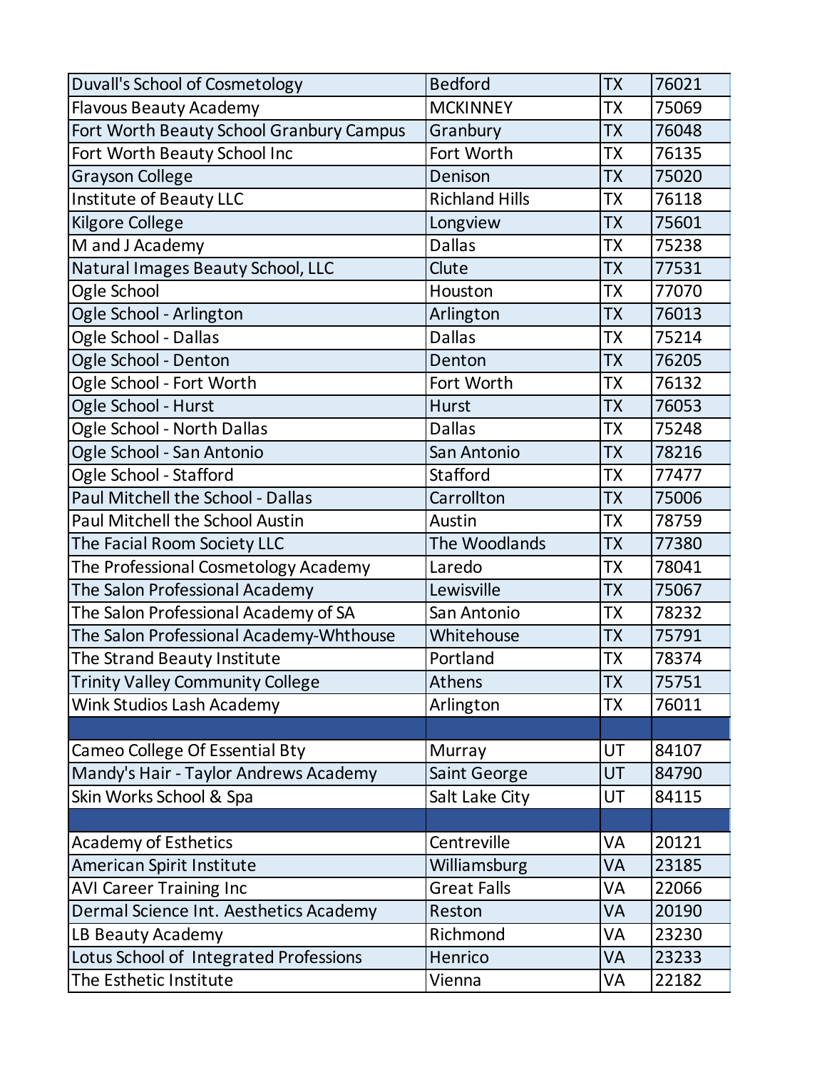| | | | |
|---|---|---|---|
| Duvall's School of Cosmetology | Bedford | TX | 76021 |
| Flavous Beauty Academy | MCKINNEY | TX | 75069 |
| Fort Worth Beauty School Granbury Campus | Granbury | TX | 76048 |
| Fort Worth Beauty School Inc | Fort Worth | TX | 76135 |
| Grayson College | Denison | TX | 75020 |
| Institute of Beauty LLC | Richland Hills | TX | 76118 |
| Kilgore College | Longview | TX | 75601 |
| M and J Academy | Dallas | TX | 75238 |
| Natural Images Beauty School, LLC | Clute | TX | 77531 |
| Ogle School | Houston | TX | 77070 |
| Ogle School - Arlington | Arlington | TX | 76013 |
| Ogle School - Dallas | Dallas | TX | 75214 |
| Ogle School - Denton | Denton | TX | 76205 |
| Ogle School - Fort Worth | Fort Worth | TX | 76132 |
| Ogle School - Hurst | Hurst | TX | 76053 |
| Ogle School - North Dallas | Dallas | TX | 75248 |
| Ogle School - San Antonio | San Antonio | TX | 78216 |
| Ogle School - Stafford | Stafford | TX | 77477 |
| Paul Mitchell the School - Dallas | Carrollton | TX | 75006 |
| Paul Mitchell the School Austin | Austin | TX | 78759 |
| The Facial Room Society LLC | The Woodlands | TX | 77380 |
| The Professional Cosmetology Academy | Laredo | TX | 78041 |
| The Salon Professional Academy | Lewisville | TX | 75067 |
| The Salon Professional Academy of SA | San Antonio | TX | 78232 |
| The Salon Professional Academy-Whthouse | Whitehouse | TX | 75791 |
| The Strand Beauty Institute | Portland | TX | 78374 |
| Trinity Valley Community College | Athens | TX | 75751 |
| Wink Studios Lash Academy | Arlington | TX | 76011 |
| | | | |
| Cameo College Of Essential Bty | Murray | UT | 84107 |
| Mandy's Hair - Taylor Andrews Academy | Saint George | UT | 84790 |
| Skin Works School & Spa | Salt Lake City | UT | 84115 |
| | | | |
| Academy of Esthetics | Centreville | VA | 20121 |
| American Spirit Institute | Williamsburg | VA | 23185 |
| AVI Career Training Inc | Great Falls | VA | 22066 |
| Dermal Science Int. Aesthetics Academy | Reston | VA | 20190 |
| LB Beauty Academy | Richmond | VA | 23230 |
| Lotus School of  Integrated Professions | Henrico | VA | 23233 |
| The Esthetic Institute | Vienna | VA | 22182 |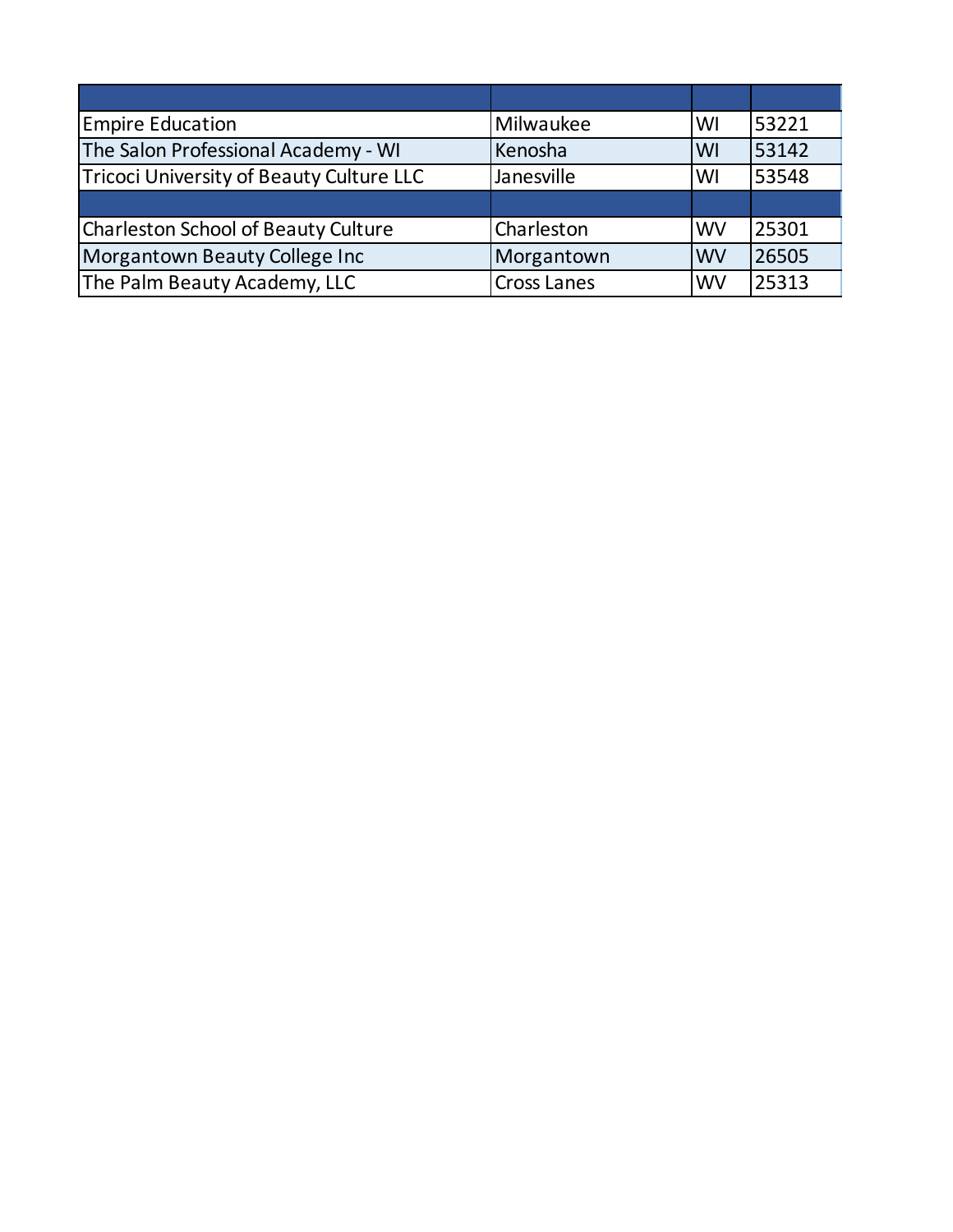| | | | |
|---|---|---|---|
| Empire Education | Milwaukee | WI | 53221 |
| The Salon Professional Academy - WI | Kenosha | WI | 53142 |
| Tricoci University of Beauty Culture LLC | Janesville | WI | 53548 |
| | | | |
| Charleston School of Beauty Culture | Charleston | WV | 25301 |
| Morgantown Beauty College Inc | Morgantown | WV | 26505 |
| The Palm Beauty Academy, LLC | Cross Lanes | WV | 25313 |